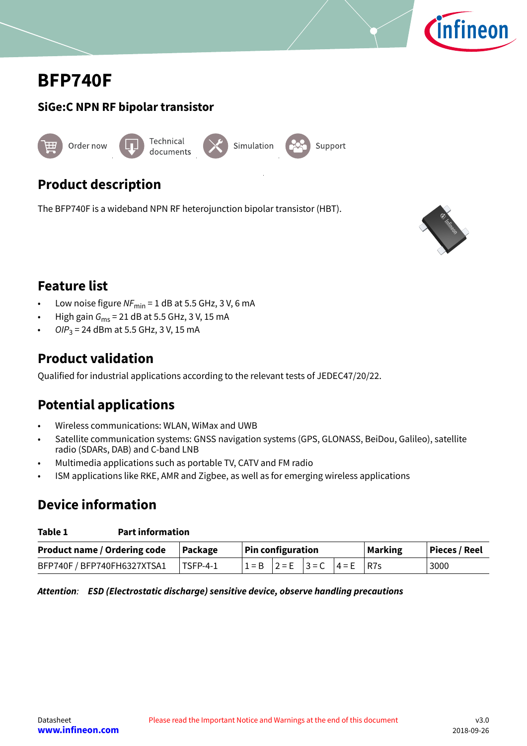# BFP740F

## SiGe:C NPN RF bipolar transistor

Order now | Technical documents | Simulation | Support

## Product description

The BFP740F is a wideband NPN RF heterojunction bipolar transistor (HBT).

## Feature list

- Low noise figure $NF_{min}$ = 1 dB at 5.5 GHz, 3 V, 6 mA
- High gain $G_{ms}$ = 21 dB at 5.5 GHz, 3 V, 15 mA
- $OIP_3$ = 24 dBm at 5.5 GHz, 3 V, 15 mA

## Product validation

Qualified for industrial applications according to the relevant tests of JEDEC47/20/22.

## Potential applications

- Wireless communications: WLAN, WiMax and UWB
- Satellite communication systems: GNSS navigation systems (GPS, GLONASS, BeiDou, Galileo), satellite radio (SDARs, DAB) and C-band LNB
- Multimedia applications such as portable TV, CATV and FM radio
- ISM applications like RKE, AMR and Zigbee, as well as for emerging wireless applications

## Device information

**Table 1 Part information**

| Product name / Ordering code | Package | Pin configuration | | | | Marking | Pieces / Reel |
|---|---|---|---|---|---|---|---|
| BFP740F / BFP740FH6327XTSA1 | TSFP-4-1 | 1 = B | 2 = E | 3 = C | 4 = E | R7s | 3000 |

***Attention**: ESD (Electrostatic discharge) sensitive device, observe handling precautions*

Datasheet
www.infineon.com

Please read the Important Notice and Warnings at the end of this document

v3.0
2018-09-26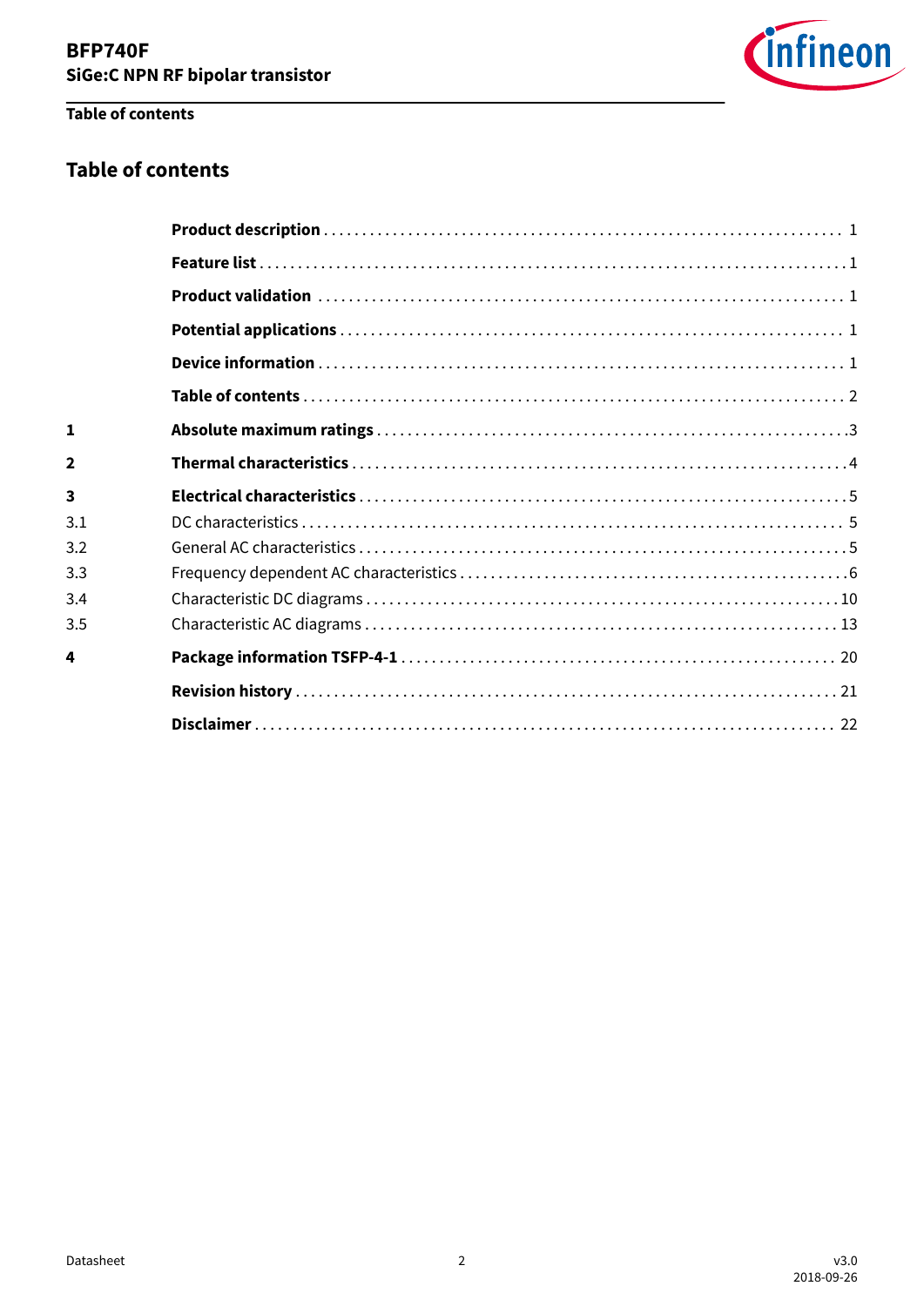# Table of contents

| | | |
|---|---|---|
| | **Product description** | 1 |
| | **Feature list** | 1 |
| | **Product validation** | 1 |
| | **Potential applications** | 1 |
| | **Device information** | 1 |
| | **Table of contents** | 2 |
| **1** | **Absolute maximum ratings** | 3 |
| **2** | **Thermal characteristics** | 4 |
| **3** | **Electrical characteristics** | 5 |
| 3.1 | DC characteristics | 5 |
| 3.2 | General AC characteristics | 5 |
| 3.3 | Frequency dependent AC characteristics | 6 |
| 3.4 | Characteristic DC diagrams | 10 |
| 3.5 | Characteristic AC diagrams | 13 |
| **4** | **Package information TSFP-4-1** | 20 |
| | **Revision history** | 21 |
| | **Disclaimer** | 22 |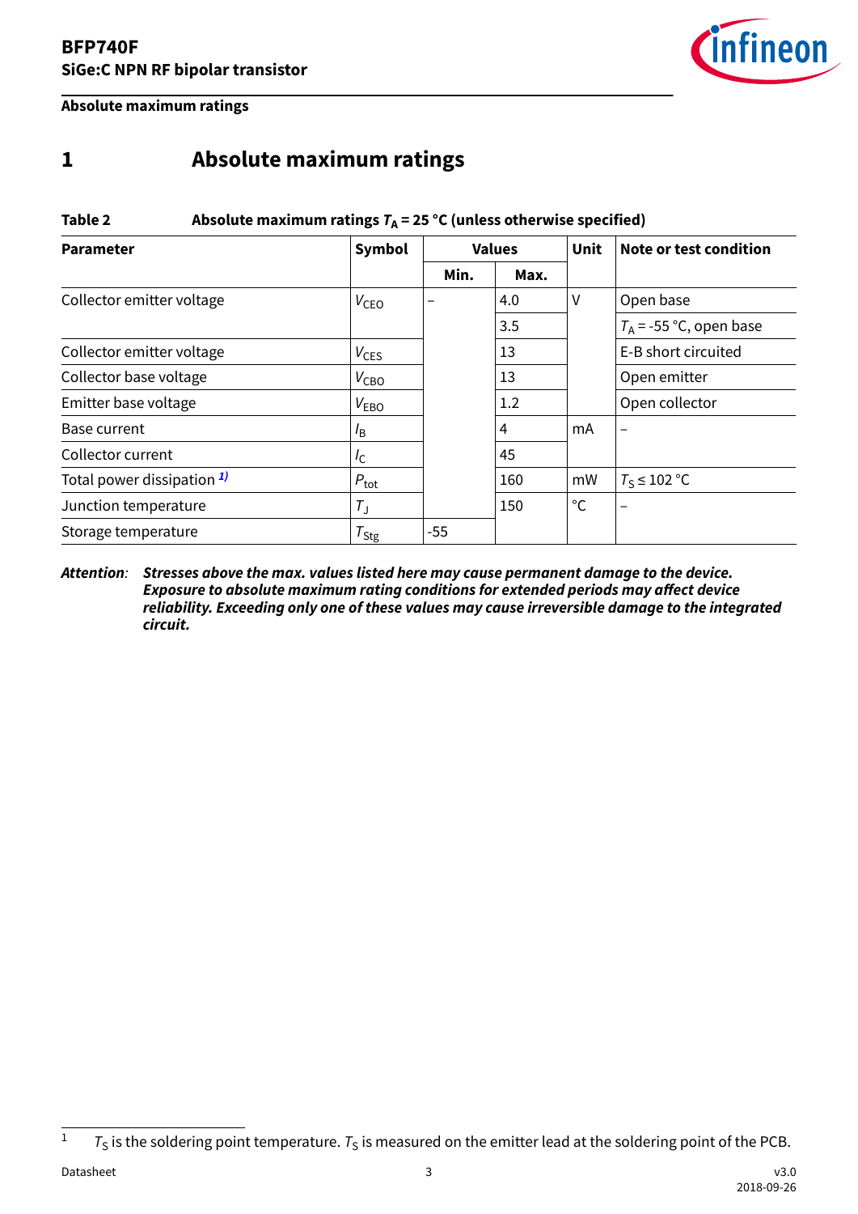# 1 Absolute maximum ratings

**Table 2 Absolute maximum ratings $T_A$ = 25 °C (unless otherwise specified)**

| Parameter | Symbol | Values | | Unit | Note or test condition |
|---|---|---|---|---|---|
| | | Min. | Max. | | |
| Collector emitter voltage | $V_{CEO}$ | – | 4.0 | V | Open base |
| | | | 3.5 | | $T_A$ = -55 °C, open base |
| Collector emitter voltage | $V_{CES}$ | | 13 | | E-B short circuited |
| Collector base voltage | $V_{CBO}$ | | 13 | | Open emitter |
| Emitter base voltage | $V_{EBO}$ | | 1.2 | | Open collector |
| Base current | $I_B$ | | 4 | mA | – |
| Collector current | $I_C$ | | 45 | | |
| Total power dissipation [1] | $P_{tot}$ | | 160 | mW | $T_S \leq$ 102 °C |
| Junction temperature | $T_J$ | | 150 | °C | – |
| Storage temperature | $T_{Stg}$ | -55 | | | |

*Attention:* ***Stresses above the max. values listed here may cause permanent damage to the device. Exposure to absolute maximum rating conditions for extended periods may affect device reliability. Exceeding only one of these values may cause irreversible damage to the integrated circuit.***

[1] $T_S$ is the soldering point temperature. $T_S$ is measured on the emitter lead at the soldering point of the PCB.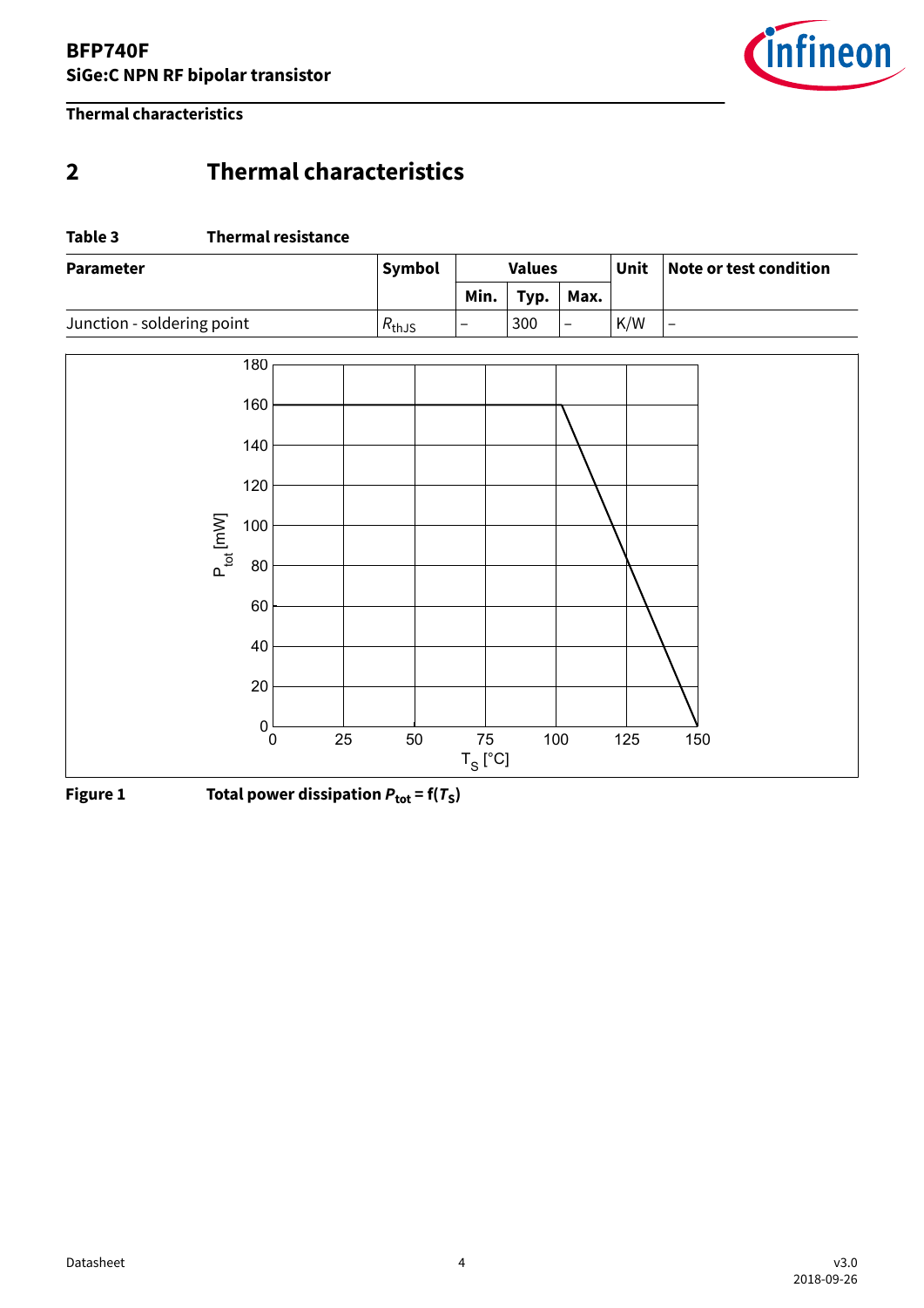# 2 Thermal characteristics

**Table 3 Thermal resistance**

| Parameter | Symbol | Values | | | Unit | Note or test condition |
|---|---|---|---|---|---|---|
| | | Min. | Typ. | Max. | | |
| Junction - soldering point | $R_{thJS}$ | – | 300 | – | K/W | – |

**Figure 1 Total power dissipation $P_{tot}$ = f($T_S$)**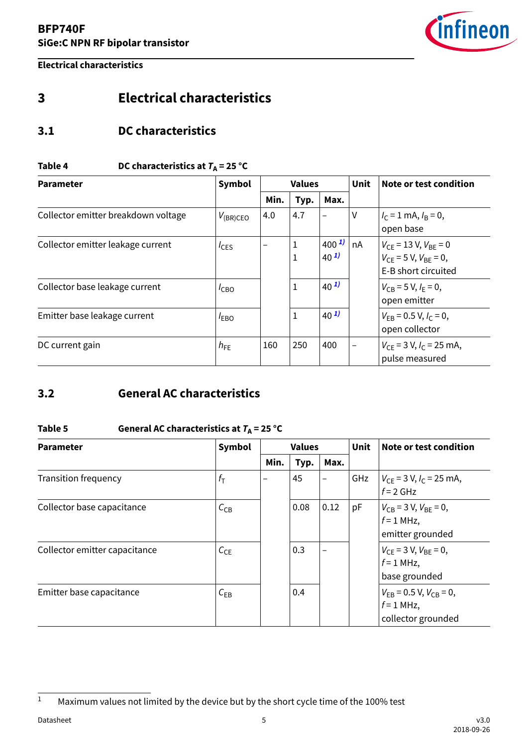# 3 Electrical characteristics

## 3.1 DC characteristics

**Table 4** DC characteristics at $T_A = 25$ °C

| Parameter | Symbol | Values | | | Unit | Note or test condition |
|---|---|---|---|---|---|---|
| | | Min. | Typ. | Max. | | |
| Collector emitter breakdown voltage | $V_{(BR)CEO}$ | 4.0 | 4.7 | – | V | $I_C = 1$ mA, $I_B = 0$, open base |
| Collector emitter leakage current | $I_{CES}$ | – | 1<br>1 | 400 [1]<br>40 [1] | nA | $V_{CE} = 13$ V, $V_{BE} = 0$<br>$V_{CE} = 5$ V, $V_{BE} = 0$, E-B short circuited |
| Collector base leakage current | $I_{CBO}$ | – | 1 | 40 [1] | nA | $V_{CB} = 5$ V, $I_E = 0$, open emitter |
| Emitter base leakage current | $I_{EBO}$ | – | 1 | 40 [1] | nA | $V_{EB} = 0.5$ V, $I_C = 0$, open collector |
| DC current gain | $h_{FE}$ | 160 | 250 | 400 | – | $V_{CE} = 3$ V, $I_C = 25$ mA, pulse measured |

## 3.2 General AC characteristics

**Table 5** General AC characteristics at $T_A = 25$ °C

| Parameter | Symbol | Values | | | Unit | Note or test condition |
|---|---|---|---|---|---|---|
| | | Min. | Typ. | Max. | | |
| Transition frequency | $f_T$ | – | 45 | – | GHz | $V_{CE} = 3$ V, $I_C = 25$ mA, $f = 2$ GHz |
| Collector base capacitance | $C_{CB}$ | – | 0.08 | 0.12 | pF | $V_{CB} = 3$ V, $V_{BE} = 0$, $f = 1$ MHz, emitter grounded |
| Collector emitter capacitance | $C_{CE}$ | – | 0.3 | – | pF | $V_{CE} = 3$ V, $V_{BE} = 0$, $f = 1$ MHz, base grounded |
| Emitter base capacitance | $C_{EB}$ | – | 0.4 | – | pF | $V_{EB} = 0.5$ V, $V_{CB} = 0$, $f = 1$ MHz, collector grounded |

[1] Maximum values not limited by the device but by the short cycle time of the 100% test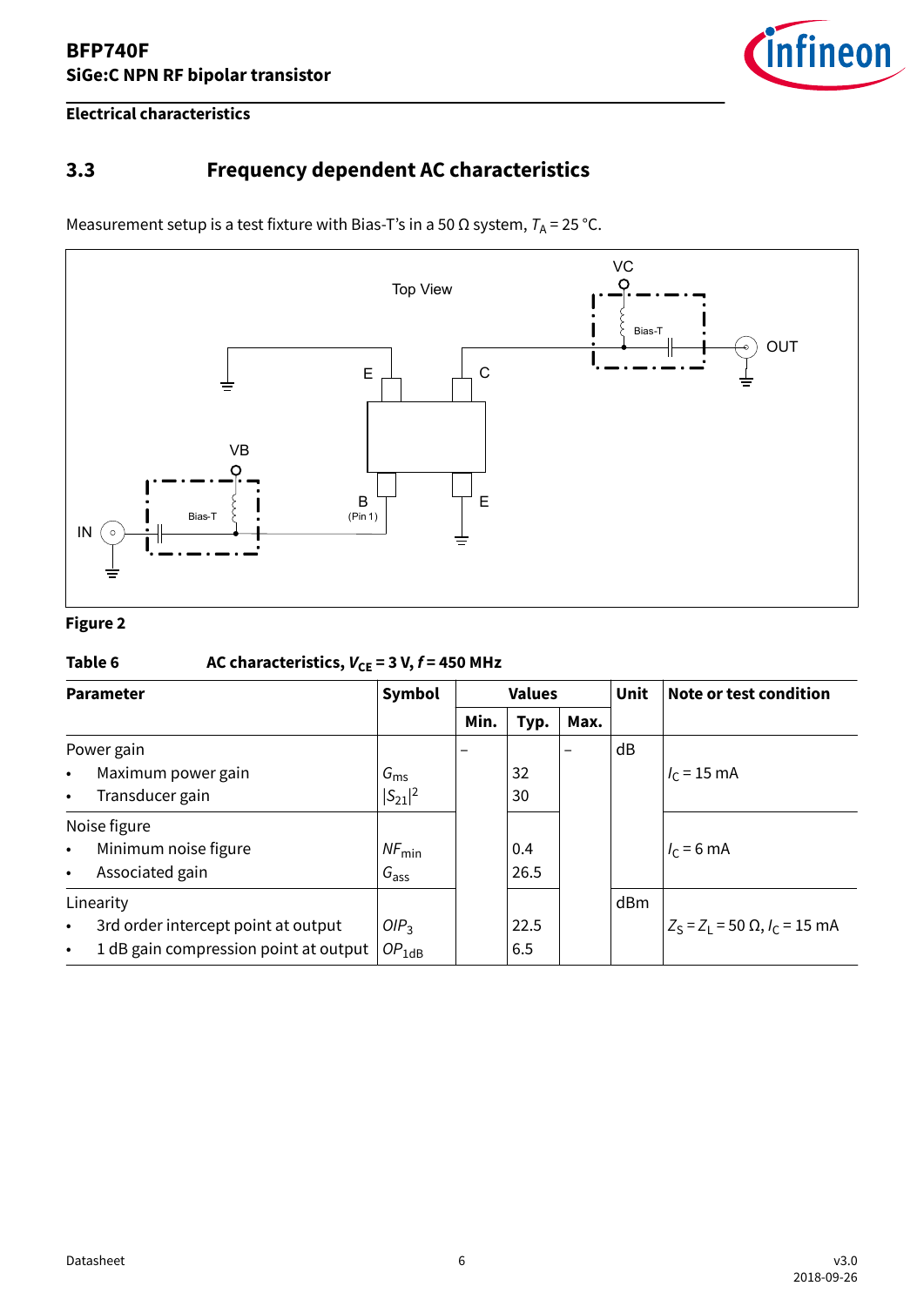## 3.3 Frequency dependent AC characteristics

Measurement setup is a test fixture with Bias-T's in a 50 Ω system, $T_A$ = 25 °C.

Figure 2

**Table 6 AC characteristics, $V_{CE}$ = 3 V, $f$ = 450 MHz**

| Parameter | Symbol | Values | | | Unit | Note or test condition |
|---|---|---|---|---|---|---|
| | | Min. | Typ. | Max. | | |
| Power gain | | – | | – | dB | |
| • Maximum power gain | $G_{ms}$ | | 32 | | | $I_C$ = 15 mA |
| • Transducer gain | $\|S_{21}\|^2$ | | 30 | | | |
| Noise figure | | | | | | |
| • Minimum noise figure | $NF_{min}$ | | 0.4 | | | $I_C$ = 6 mA |
| • Associated gain | $G_{ass}$ | | 26.5 | | | |
| Linearity | | | | | dBm | |
| • 3rd order intercept point at output | $OIP_3$ | | 22.5 | | | $Z_S = Z_L$ = 50 Ω, $I_C$ = 15 mA |
| • 1 dB gain compression point at output | $OP_{1dB}$ | | 6.5 | | | |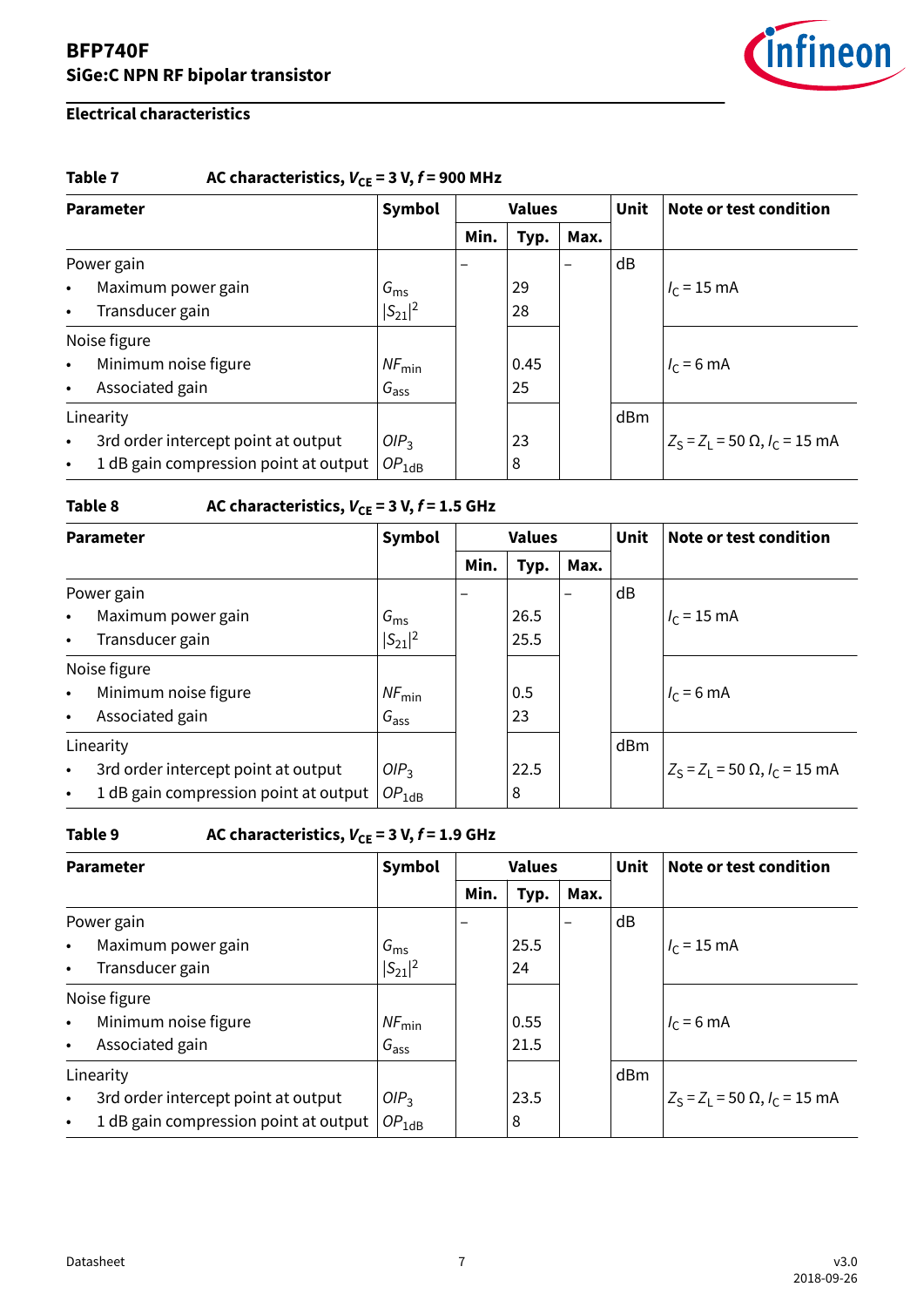## Electrical characteristics

**Table 7 AC characteristics, $V_{CE}$ = 3 V, $f$ = 900 MHz**

| Parameter | Symbol | Values | | | Unit | Note or test condition |
|---|---|---|---|---|---|---|
| | | Min. | Typ. | Max. | | |
| Power gain | | – | | – | dB | |
| • Maximum power gain | $G_{ms}$ | | 29 | | | $I_C$ = 15 mA |
| • Transducer gain | $\|S_{21}\|^2$ | | 28 | | | |
| Noise figure | | | | | | |
| • Minimum noise figure | $NF_{min}$ | | 0.45 | | | $I_C$ = 6 mA |
| • Associated gain | $G_{ass}$ | | 25 | | | |
| Linearity | | | | | dBm | |
| • 3rd order intercept point at output | $OIP_3$ | | 23 | | | $Z_S = Z_L$ = 50 Ω, $I_C$ = 15 mA |
| • 1 dB gain compression point at output | $OP_{1dB}$ | | 8 | | | |

**Table 8 AC characteristics, $V_{CE}$ = 3 V, $f$ = 1.5 GHz**

| Parameter | Symbol | Values | | | Unit | Note or test condition |
|---|---|---|---|---|---|---|
| | | Min. | Typ. | Max. | | |
| Power gain | | – | | – | dB | |
| • Maximum power gain | $G_{ms}$ | | 26.5 | | | $I_C$ = 15 mA |
| • Transducer gain | $\|S_{21}\|^2$ | | 25.5 | | | |
| Noise figure | | | | | | |
| • Minimum noise figure | $NF_{min}$ | | 0.5 | | | $I_C$ = 6 mA |
| • Associated gain | $G_{ass}$ | | 23 | | | |
| Linearity | | | | | dBm | |
| • 3rd order intercept point at output | $OIP_3$ | | 22.5 | | | $Z_S = Z_L$ = 50 Ω, $I_C$ = 15 mA |
| • 1 dB gain compression point at output | $OP_{1dB}$ | | 8 | | | |

**Table 9 AC characteristics, $V_{CE}$ = 3 V, $f$ = 1.9 GHz**

| Parameter | Symbol | Values | | | Unit | Note or test condition |
|---|---|---|---|---|---|---|
| | | Min. | Typ. | Max. | | |
| Power gain | | – | | – | dB | |
| • Maximum power gain | $G_{ms}$ | | 25.5 | | | $I_C$ = 15 mA |
| • Transducer gain | $\|S_{21}\|^2$ | | 24 | | | |
| Noise figure | | | | | | |
| • Minimum noise figure | $NF_{min}$ | | 0.55 | | | $I_C$ = 6 mA |
| • Associated gain | $G_{ass}$ | | 21.5 | | | |
| Linearity | | | | | dBm | |
| • 3rd order intercept point at output | $OIP_3$ | | 23.5 | | | $Z_S = Z_L$ = 50 Ω, $I_C$ = 15 mA |
| • 1 dB gain compression point at output | $OP_{1dB}$ | | 8 | | | |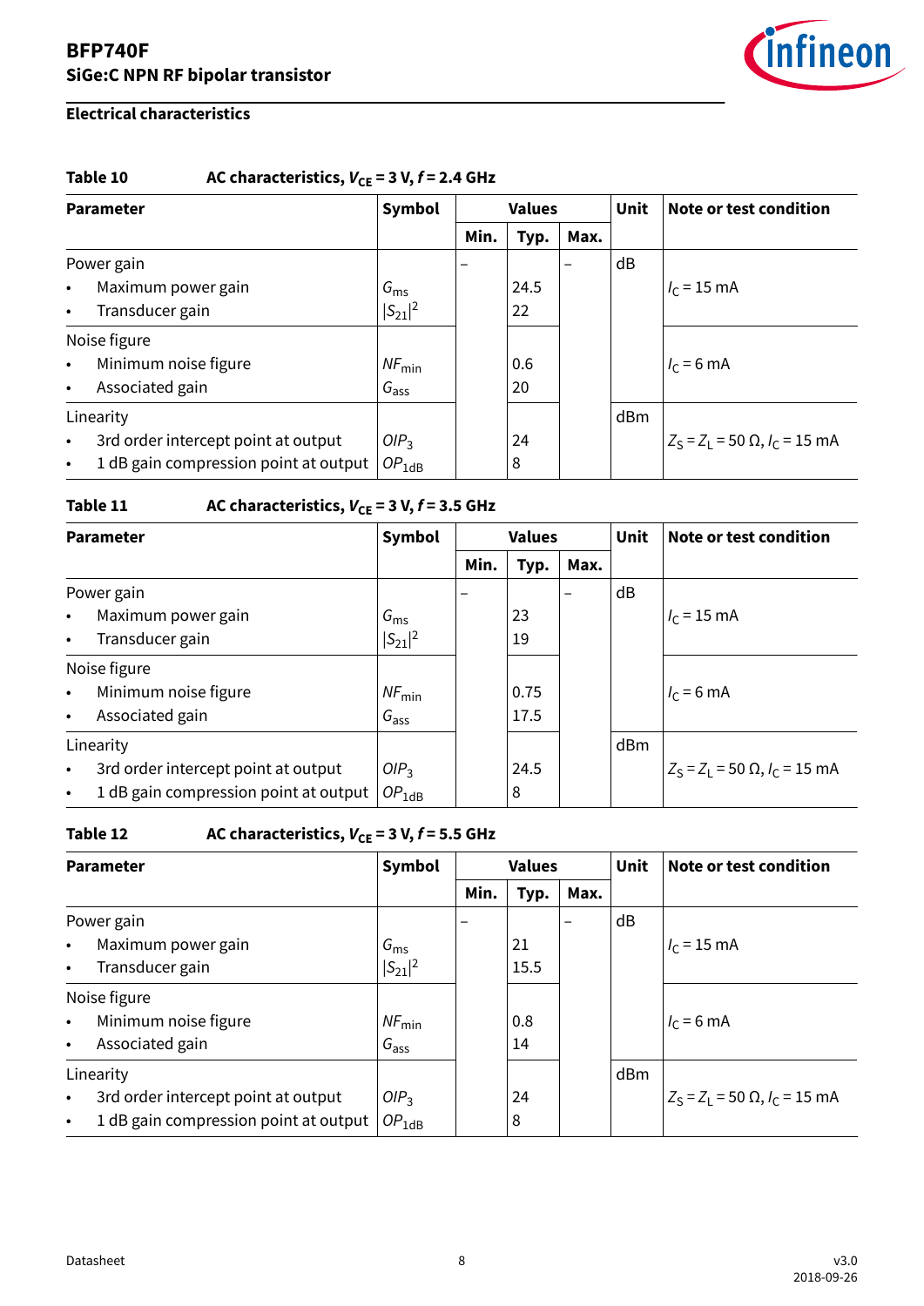## Electrical characteristics

**Table 10 AC characteristics, $V_{CE}$ = 3 V, $f$ = 2.4 GHz**

| Parameter | Symbol | Values | | | Unit | Note or test condition |
|---|---|---|---|---|---|---|
| | | Min. | Typ. | Max. | | |
| Power gain | | – | | – | dB | |
| • Maximum power gain | $G_{ms}$ | | 24.5 | | | $I_C$ = 15 mA |
| • Transducer gain | $\|S_{21}\|^2$ | | 22 | | | |
| Noise figure | | | | | | |
| • Minimum noise figure | $NF_{min}$ | | 0.6 | | | $I_C$ = 6 mA |
| • Associated gain | $G_{ass}$ | | 20 | | | |
| Linearity | | | | | dBm | |
| • 3rd order intercept point at output | $OIP_3$ | | 24 | | | $Z_S = Z_L = 50\ \Omega$, $I_C$ = 15 mA |
| • 1 dB gain compression point at output | $OP_{1dB}$ | | 8 | | | |

**Table 11 AC characteristics, $V_{CE}$ = 3 V, $f$ = 3.5 GHz**

| Parameter | Symbol | Values | | | Unit | Note or test condition |
|---|---|---|---|---|---|---|
| | | Min. | Typ. | Max. | | |
| Power gain | | – | | – | dB | |
| • Maximum power gain | $G_{ms}$ | | 23 | | | $I_C$ = 15 mA |
| • Transducer gain | $\|S_{21}\|^2$ | | 19 | | | |
| Noise figure | | | | | | |
| • Minimum noise figure | $NF_{min}$ | | 0.75 | | | $I_C$ = 6 mA |
| • Associated gain | $G_{ass}$ | | 17.5 | | | |
| Linearity | | | | | dBm | |
| • 3rd order intercept point at output | $OIP_3$ | | 24.5 | | | $Z_S = Z_L = 50\ \Omega$, $I_C$ = 15 mA |
| • 1 dB gain compression point at output | $OP_{1dB}$ | | 8 | | | |

**Table 12 AC characteristics, $V_{CE}$ = 3 V, $f$ = 5.5 GHz**

| Parameter | Symbol | Values | | | Unit | Note or test condition |
|---|---|---|---|---|---|---|
| | | Min. | Typ. | Max. | | |
| Power gain | | – | | – | dB | |
| • Maximum power gain | $G_{ms}$ | | 21 | | | $I_C$ = 15 mA |
| • Transducer gain | $\|S_{21}\|^2$ | | 15.5 | | | |
| Noise figure | | | | | | |
| • Minimum noise figure | $NF_{min}$ | | 0.8 | | | $I_C$ = 6 mA |
| • Associated gain | $G_{ass}$ | | 14 | | | |
| Linearity | | | | | dBm | |
| • 3rd order intercept point at output | $OIP_3$ | | 24 | | | $Z_S = Z_L = 50\ \Omega$, $I_C$ = 15 mA |
| • 1 dB gain compression point at output | $OP_{1dB}$ | | 8 | | | |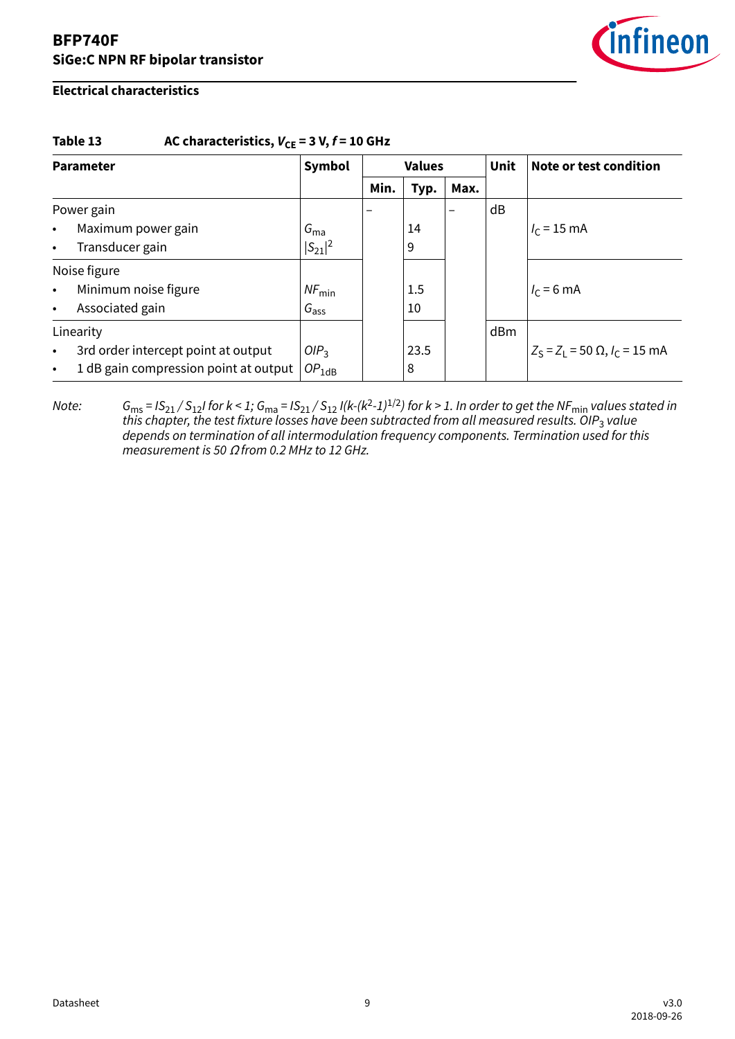## Electrical characteristics

**Table 13 AC characteristics, $V_{CE}$ = 3 V, $f$ = 10 GHz**

| Parameter | Symbol | Values | | | Unit | Note or test condition |
|---|---|---|---|---|---|---|
| | | Min. | Typ. | Max. | | |
| Power gain | | – | | – | dB | |
| • Maximum power gain | $G_{ma}$ | | 14 | | | $I_C$ = 15 mA |
| • Transducer gain | $\|S_{21}\|^2$ | | 9 | | | |
| Noise figure | | | | | | |
| • Minimum noise figure | $NF_{min}$ | | 1.5 | | | $I_C$ = 6 mA |
| • Associated gain | $G_{ass}$ | | 10 | | | |
| Linearity | | | | | dBm | |
| • 3rd order intercept point at output | $OIP_3$ | | 23.5 | | | $Z_S = Z_L$ = 50 Ω, $I_C$ = 15 mA |
| • 1 dB gain compression point at output | $OP_{1dB}$ | | 8 | | | |

*Note:* $G_{ms} = |S_{21} / S_{12}|$ *for k < 1;* $G_{ma} = |S_{21} / S_{12}| (k-(k^2-1)^{1/2})$ *for k > 1. In order to get the* $NF_{min}$ *values stated in this chapter, the test fixture losses have been subtracted from all measured results.* $OIP_3$ *value depends on termination of all intermodulation frequency components. Termination used for this measurement is 50 Ω from 0.2 MHz to 12 GHz.*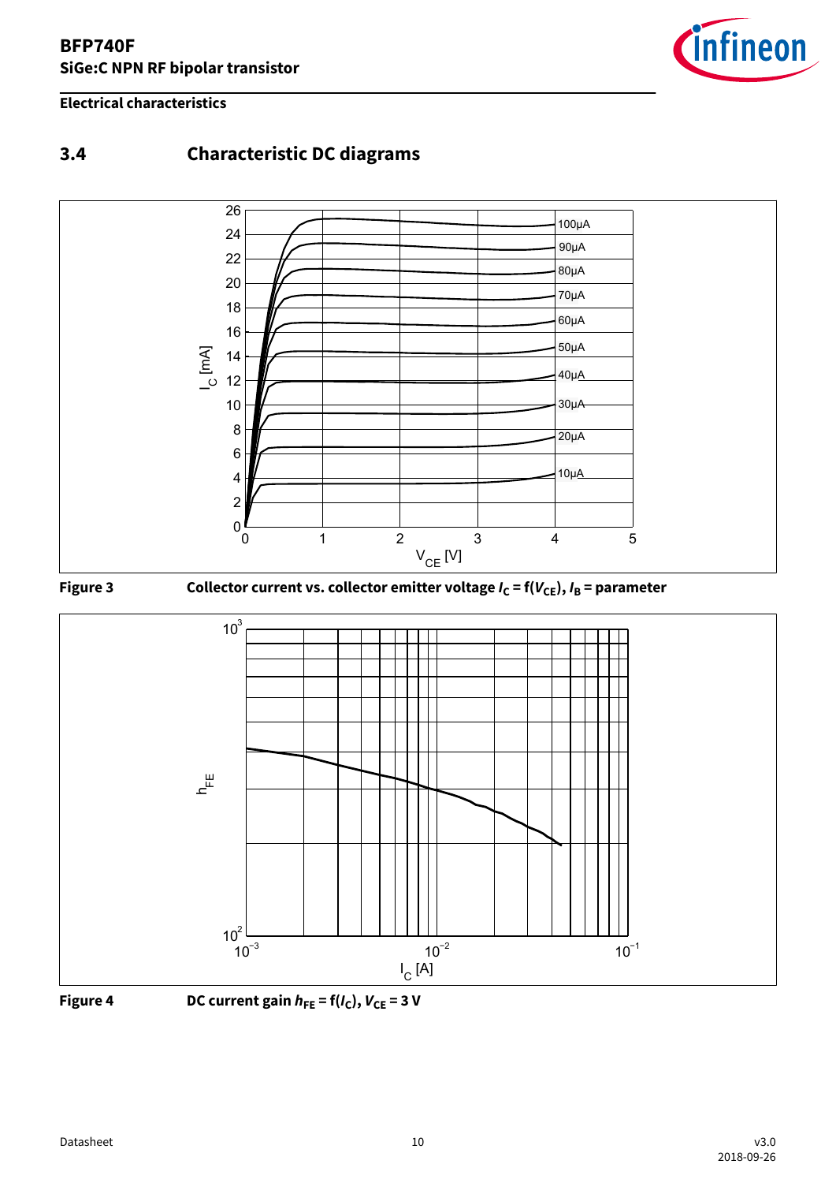## 3.4 Characteristic DC diagrams

**Figure 3** Collector current vs. collector emitter voltage $I_C = f(V_{CE})$, $I_B$ = parameter

**Figure 4** DC current gain $h_{FE} = f(I_C)$, $V_{CE} = 3$ V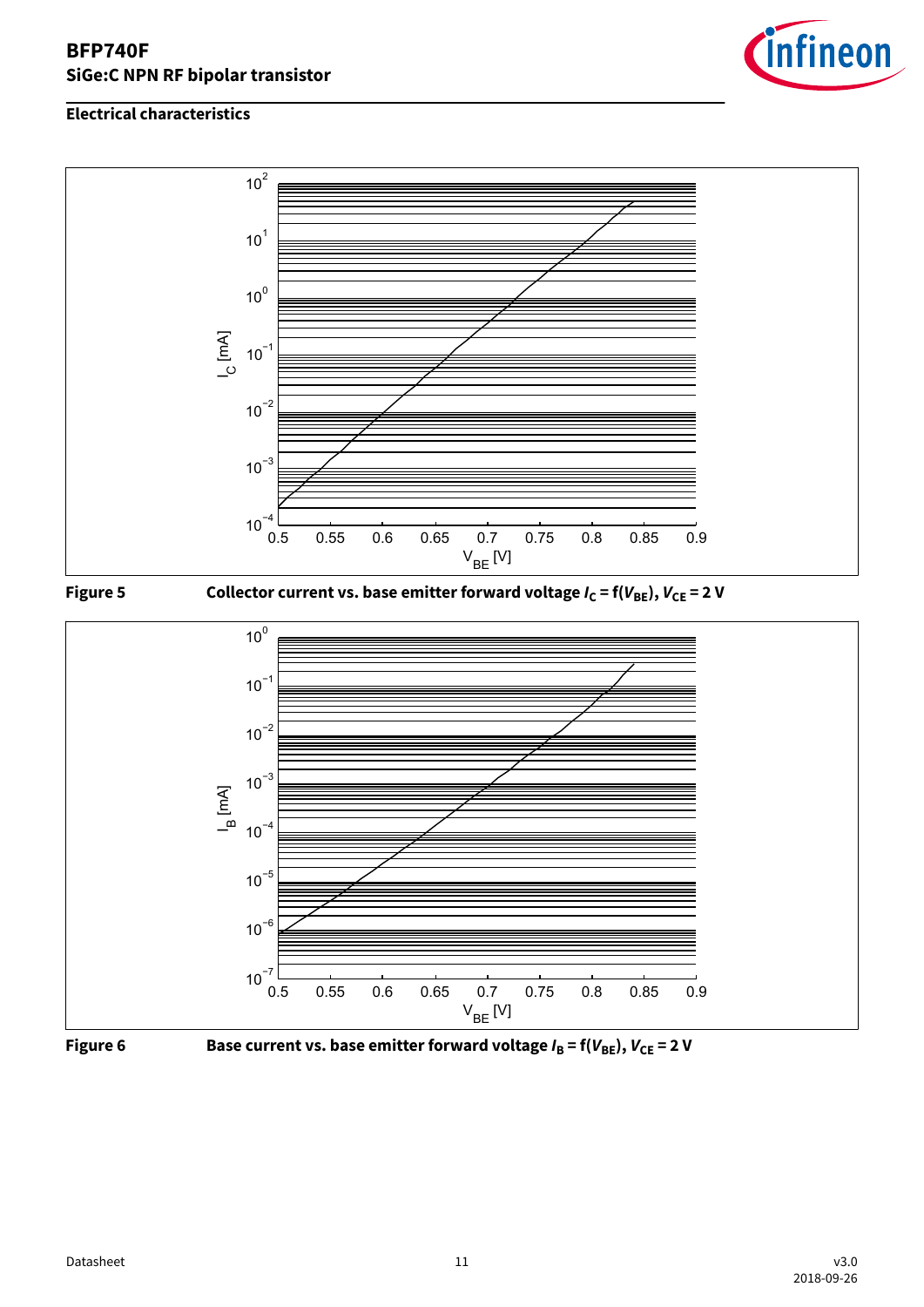## Electrical characteristics

**Figure 5** Collector current vs. base emitter forward voltage $I_C = f(V_{BE})$, $V_{CE} = 2\ V$

**Figure 6** Base current vs. base emitter forward voltage $I_B = f(V_{BE})$, $V_{CE} = 2\ V$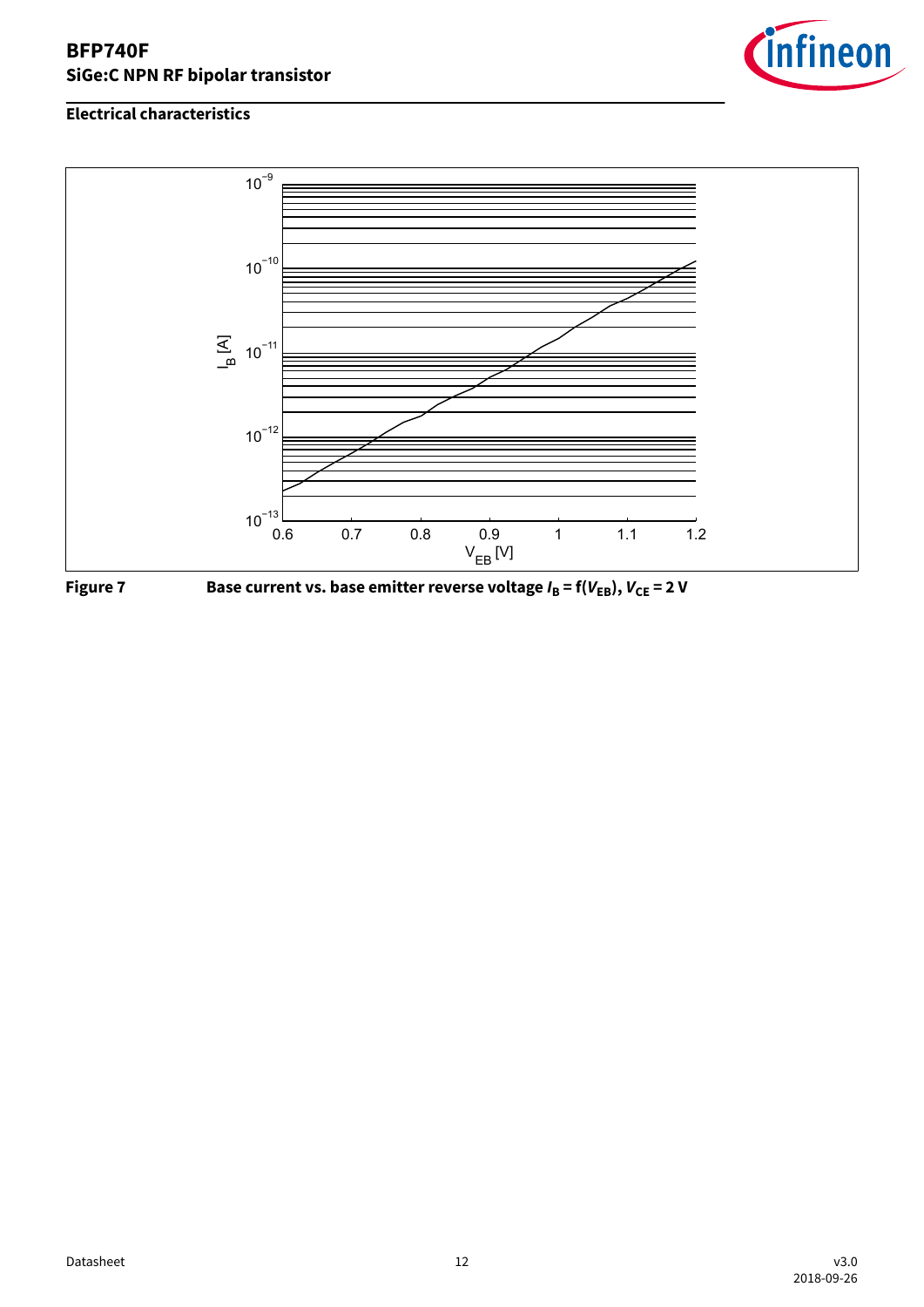## Electrical characteristics

**Figure 7** Base current vs. base emitter reverse voltage $I_B = f(V_{EB})$, $V_{CE} = 2$ V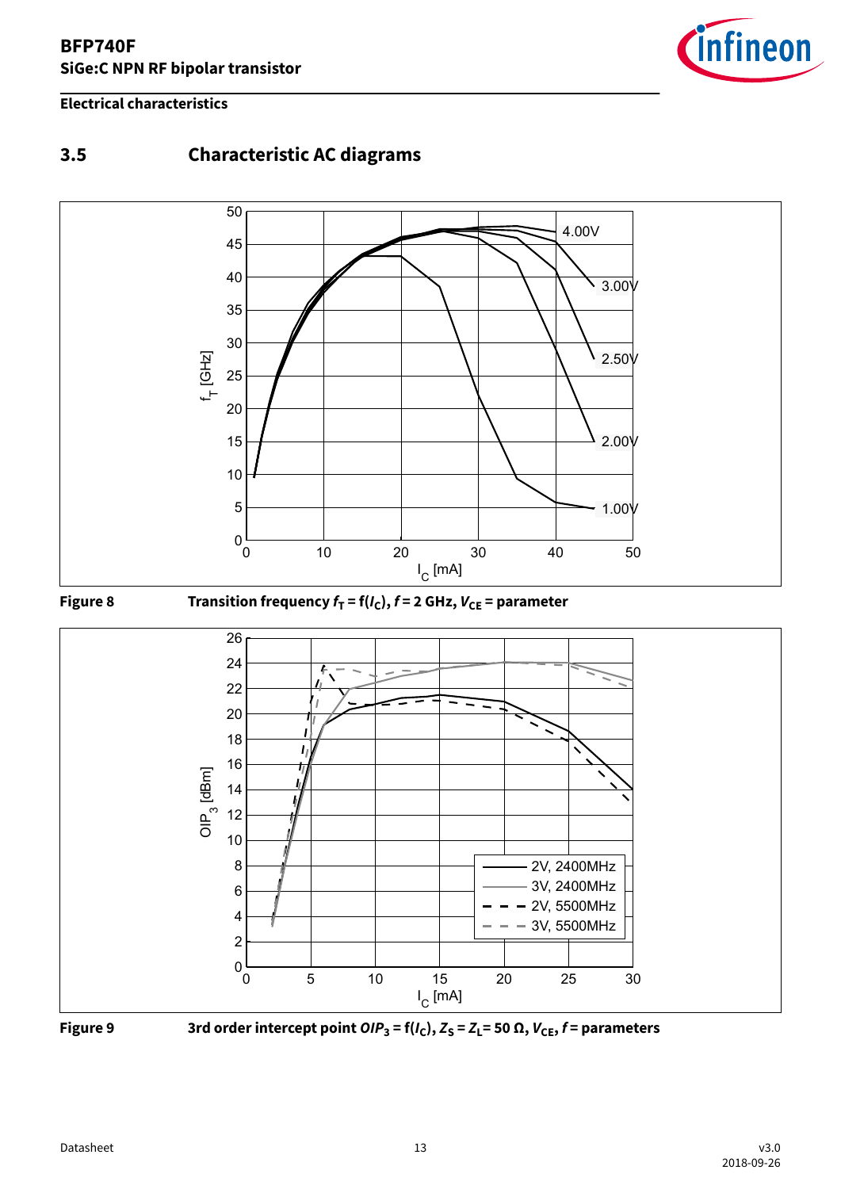## 3.5 Characteristic AC diagrams

**Figure 8** Transition frequency $f_T = f(I_C)$, $f = 2$ GHz, $V_{CE}$ = parameter

**Figure 9** 3rd order intercept point $OIP_3 = f(I_C)$, $Z_S = Z_L = 50\ \Omega$, $V_{CE}$, $f$ = parameters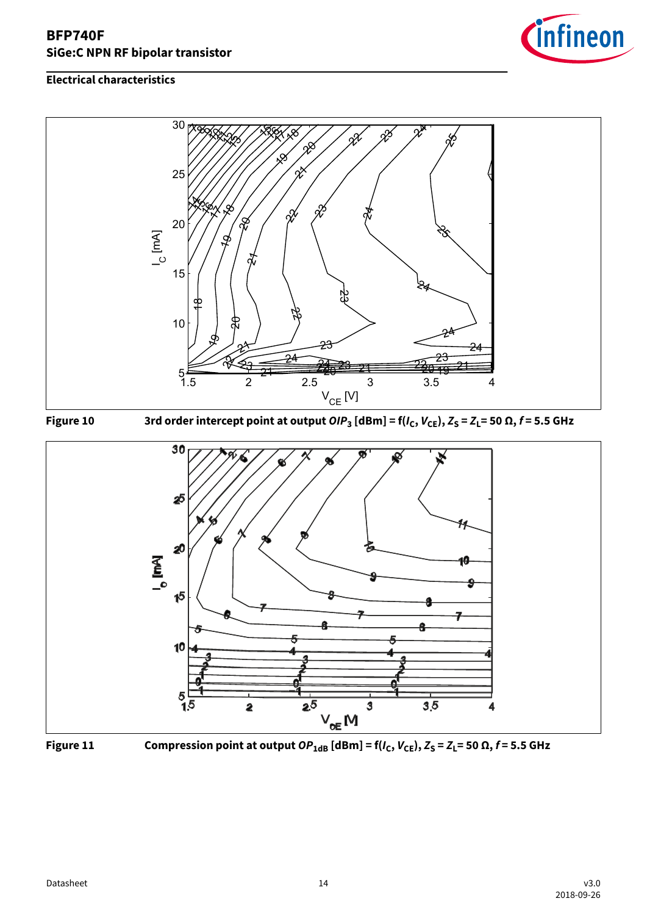## Electrical characteristics

**Figure 10** 3rd order intercept point at output $OIP_3$ [dBm] = f($I_C$, $V_{CE}$), $Z_S$ = $Z_L$= 50 Ω, $f$ = 5.5 GHz

**Figure 11** Compression point at output $OP_{1dB}$ [dBm] = f($I_C$, $V_{CE}$), $Z_S$ = $Z_L$= 50 Ω, $f$ = 5.5 GHz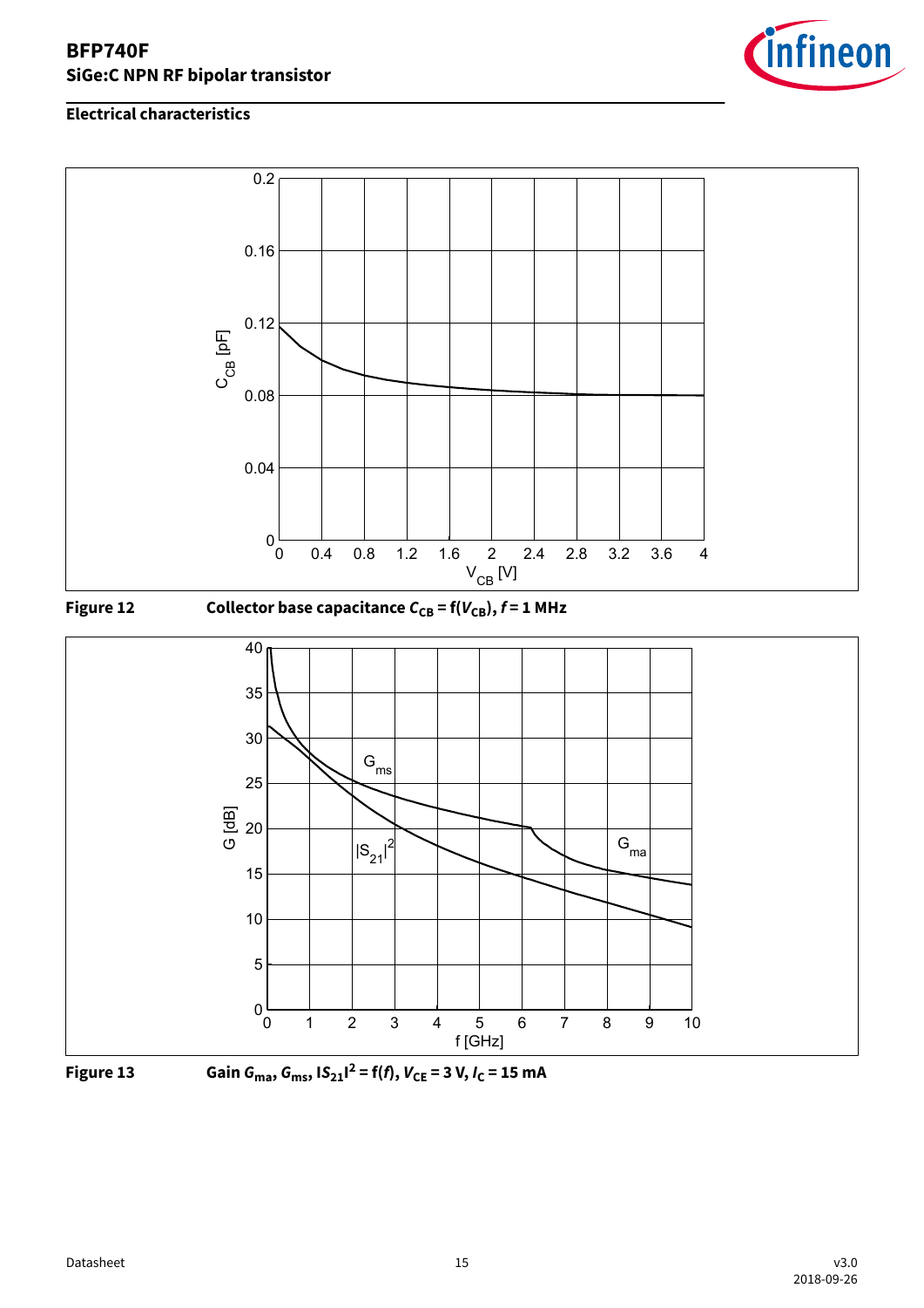## Electrical characteristics

**Figure 12** Collector base capacitance $C_{CB} = f(V_{CB})$, $f = 1$ MHz

**Figure 13** Gain $G_{ma}$, $G_{ms}$, $|S_{21}|^2 = f(f)$, $V_{CE} = 3$ V, $I_C = 15$ mA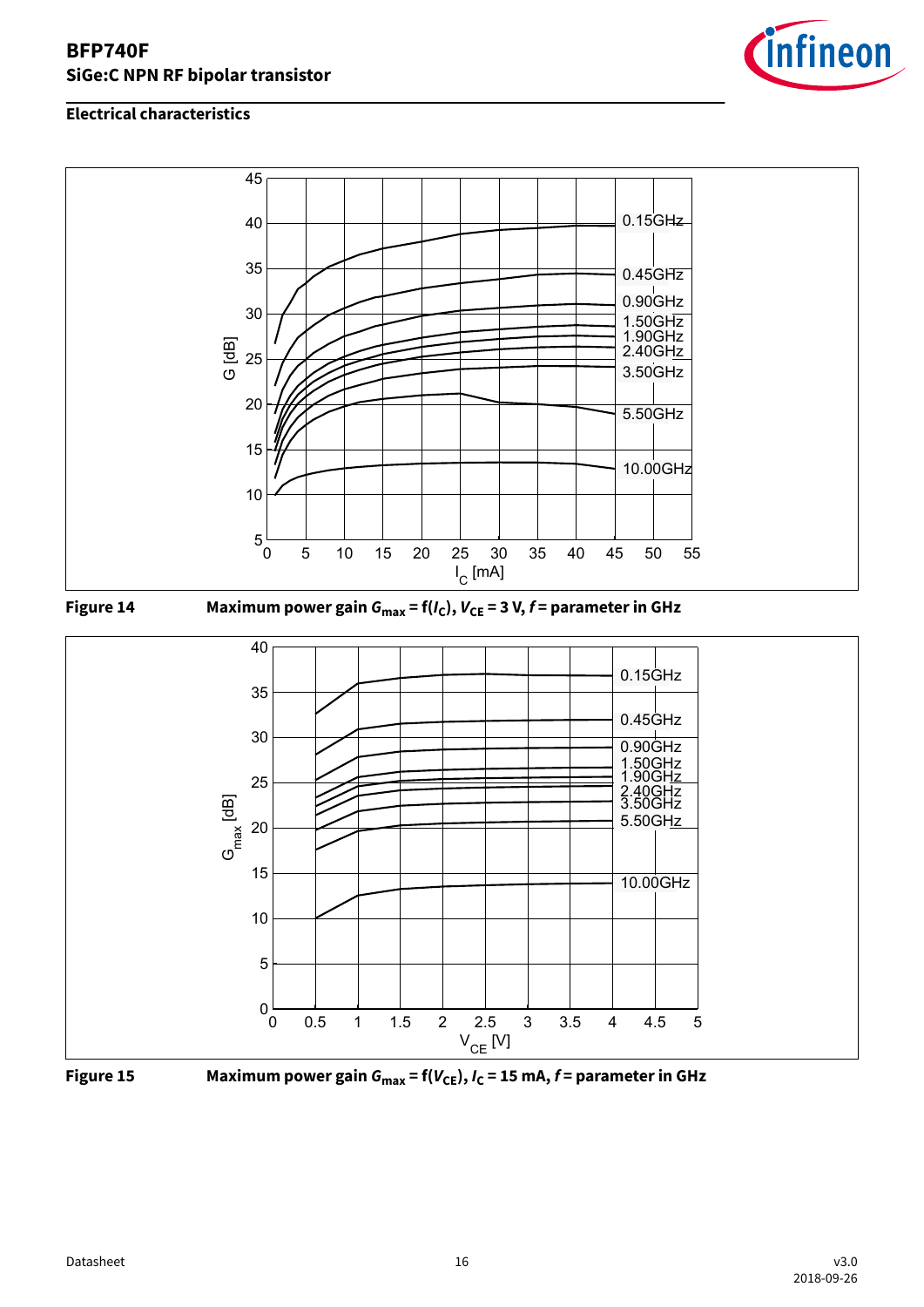## Electrical characteristics

**Figure 14** Maximum power gain $G_{max} = f(I_C)$, $V_{CE} = 3$ V, $f$ = parameter in GHz

**Figure 15** Maximum power gain $G_{max} = f(V_{CE})$, $I_C = 15$ mA, $f$ = parameter in GHz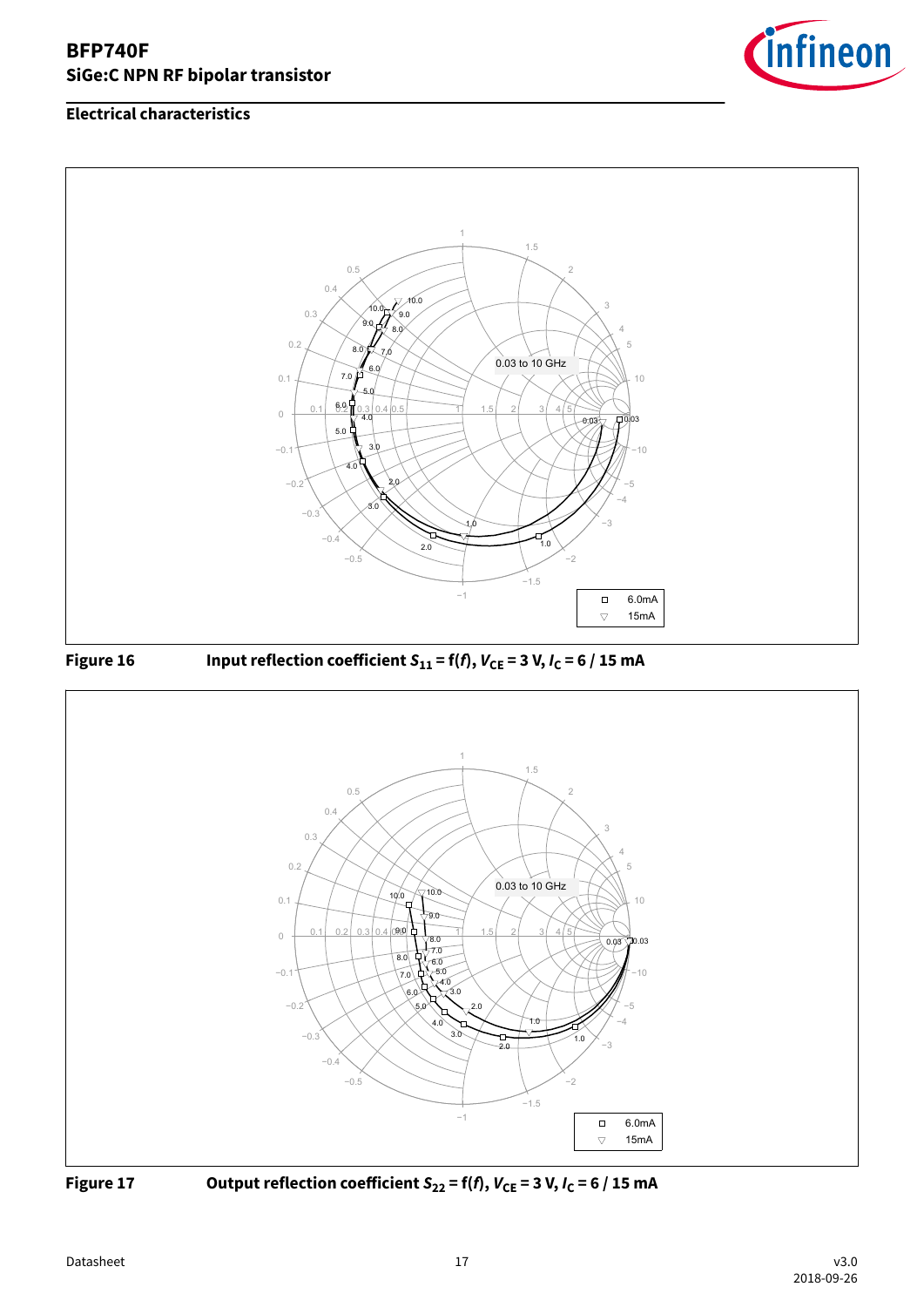## Electrical characteristics

**Figure 16** Input reflection coefficient $S_{11}$ = f($f$), $V_{CE}$ = 3 V, $I_C$ = 6 / 15 mA

**Figure 17** Output reflection coefficient $S_{22}$ = f($f$), $V_{CE}$ = 3 V, $I_C$ = 6 / 15 mA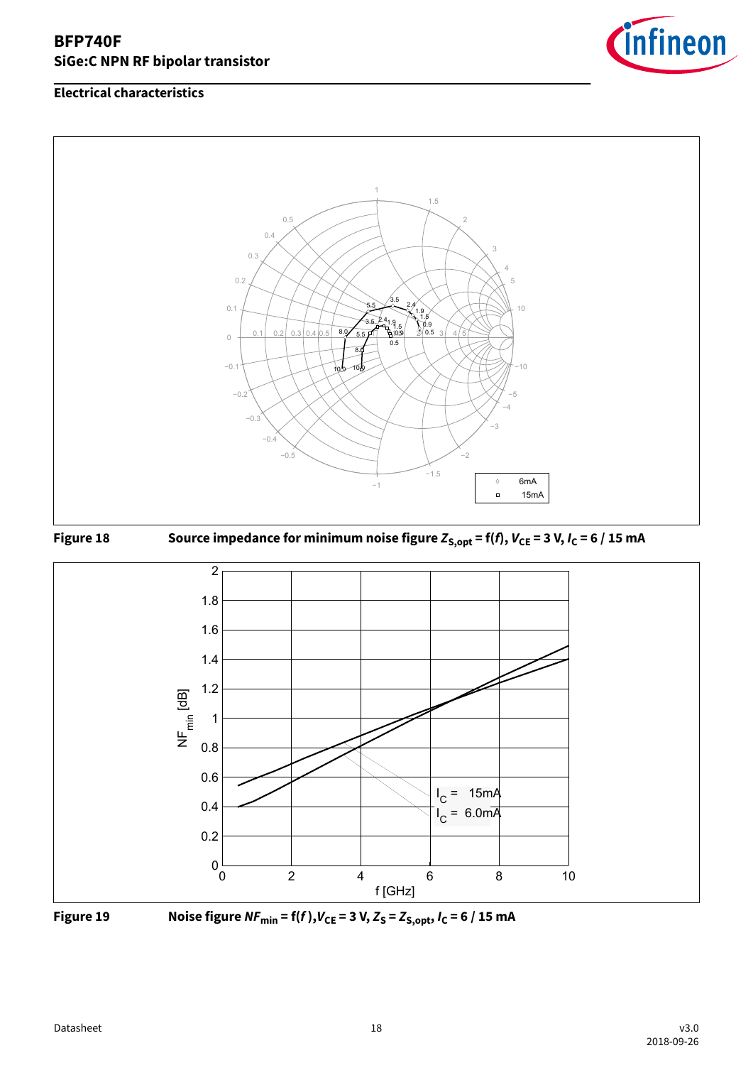## Electrical characteristics

**Figure 18** Source impedance for minimum noise figure $Z_{S,opt}$ = f($f$), $V_{CE}$ = 3 V, $I_C$ = 6 / 15 mA

**Figure 19** Noise figure $NF_{min}$ = f($f$ ),$V_{CE}$ = 3 V, $Z_S$ = $Z_{S,opt}$, $I_C$ = 6 / 15 mA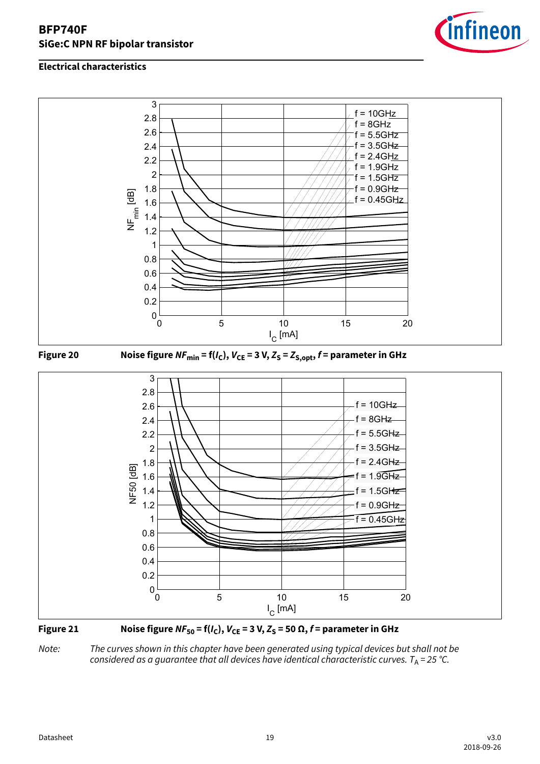## Electrical characteristics

**Figure 20** Noise figure $NF_{min}$ = f($I_C$), $V_{CE}$ = 3 V, $Z_S$ = $Z_{S,opt}$, $f$ = parameter in GHz

**Figure 21** Noise figure $NF_{50}$ = f($I_C$), $V_{CE}$ = 3 V, $Z_S$ = 50 Ω, $f$ = parameter in GHz

*Note: The curves shown in this chapter have been generated using typical devices but shall not be considered as a guarantee that all devices have identical characteristic curves.* $T_A$ *= 25 °C.*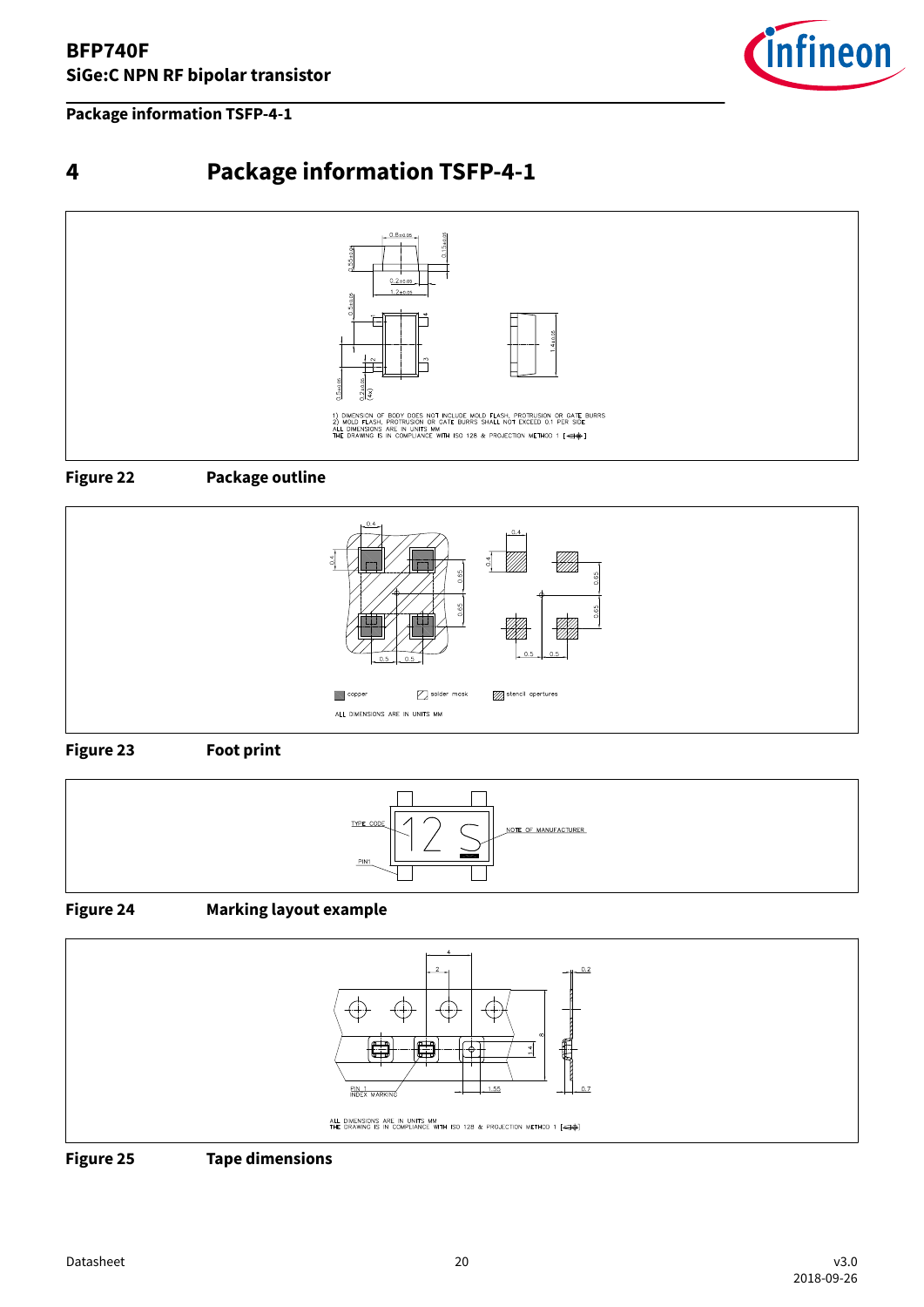# 4 Package information TSFP-4-1

1) DIMENSION OF BODY DOES NOT INCLUDE MOLD FLASH, PROTRUSION OR GATE BURRS
2) MOLD FLASH, PROTRUSION OR GATE BURRS SHALL NOT EXCEED 0.1 PER SIDE
ALL DIMENSIONS ARE IN UNITS MM
THE DRAWING IS IN COMPLIANCE WITH ISO 128 & PROJECTION METHOD 1

**Figure 22** Package outline

copper, solder mask, stencil apertures

ALL DIMENSIONS ARE IN UNITS MM

**Figure 23** Foot print

**Figure 24** Marking layout example

ALL DIMENSIONS ARE IN UNITS MM
THE DRAWING IS IN COMPLIANCE WITH ISO 128 & PROJECTION METHOD 1

**Figure 25** Tape dimensions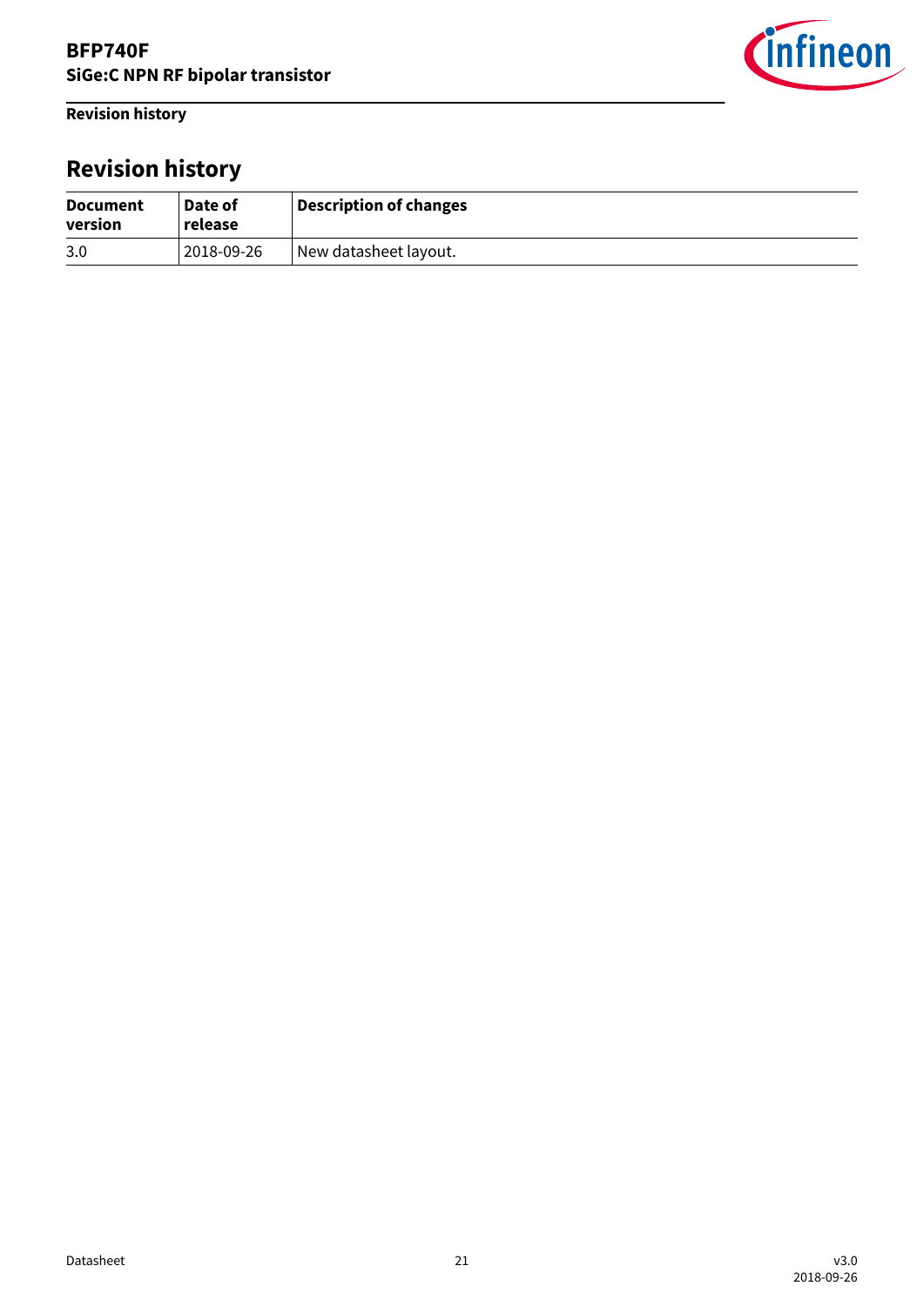# Revision history

| Document version | Date of release | Description of changes |
|---|---|---|
| 3.0 | 2018-09-26 | New datasheet layout. |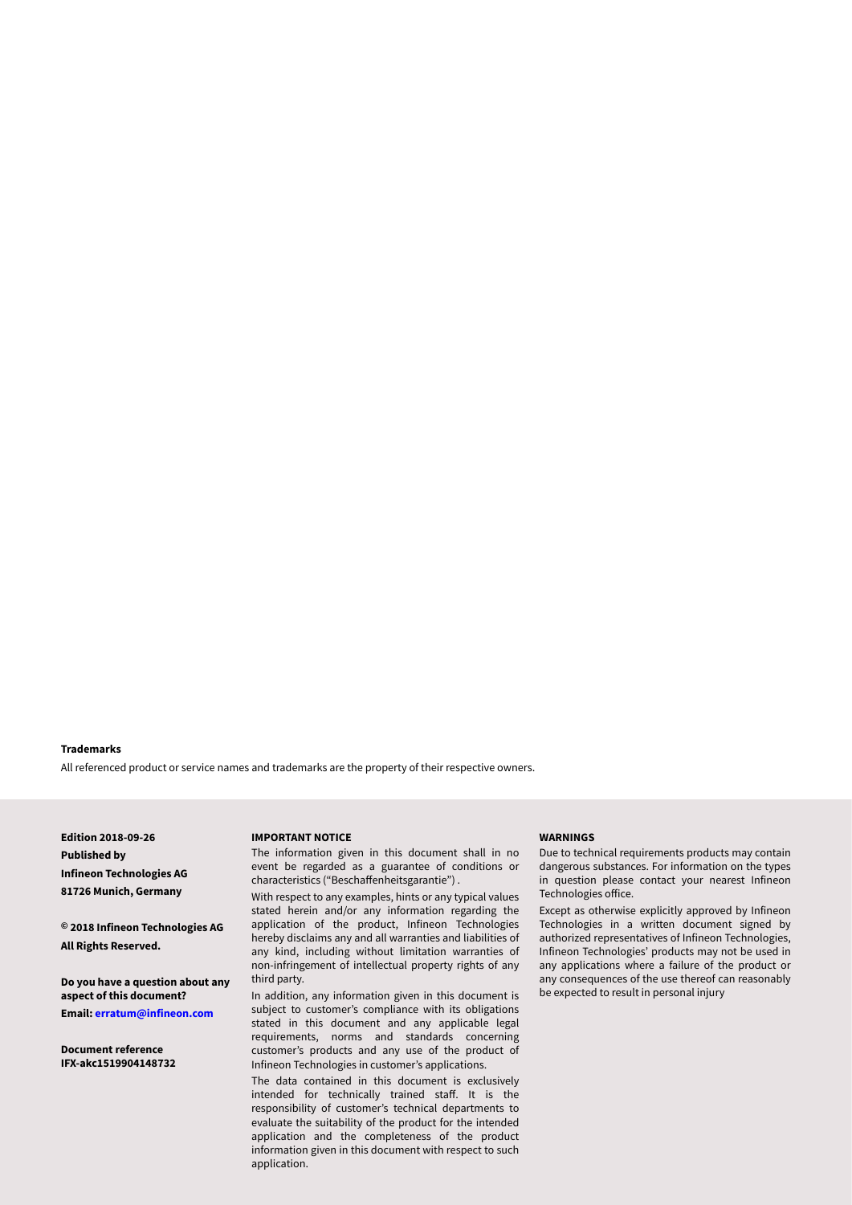**Trademarks**

All referenced product or service names and trademarks are the property of their respective owners.

**Edition 2018-09-26**

**Published by**

**Infineon Technologies AG**

**81726 Munich, Germany**

**© 2018 Infineon Technologies AG**

**All Rights Reserved.**

**Do you have a question about any aspect of this document?**

**Email: erratum@infineon.com**

**Document reference**
**IFX-akc1519904148732**

**IMPORTANT NOTICE**

The information given in this document shall in no event be regarded as a guarantee of conditions or characteristics ("Beschaffenheitsgarantie") .

With respect to any examples, hints or any typical values stated herein and/or any information regarding the application of the product, Infineon Technologies hereby disclaims any and all warranties and liabilities of any kind, including without limitation warranties of non-infringement of intellectual property rights of any third party.

In addition, any information given in this document is subject to customer's compliance with its obligations stated in this document and any applicable legal requirements, norms and standards concerning customer's products and any use of the product of Infineon Technologies in customer's applications.

The data contained in this document is exclusively intended for technically trained staff. It is the responsibility of customer's technical departments to evaluate the suitability of the product for the intended application and the completeness of the product information given in this document with respect to such application.

**WARNINGS**

Due to technical requirements products may contain dangerous substances. For information on the types in question please contact your nearest Infineon Technologies office.

Except as otherwise explicitly approved by Infineon Technologies in a written document signed by authorized representatives of Infineon Technologies, Infineon Technologies' products may not be used in any applications where a failure of the product or any consequences of the use thereof can reasonably be expected to result in personal injury